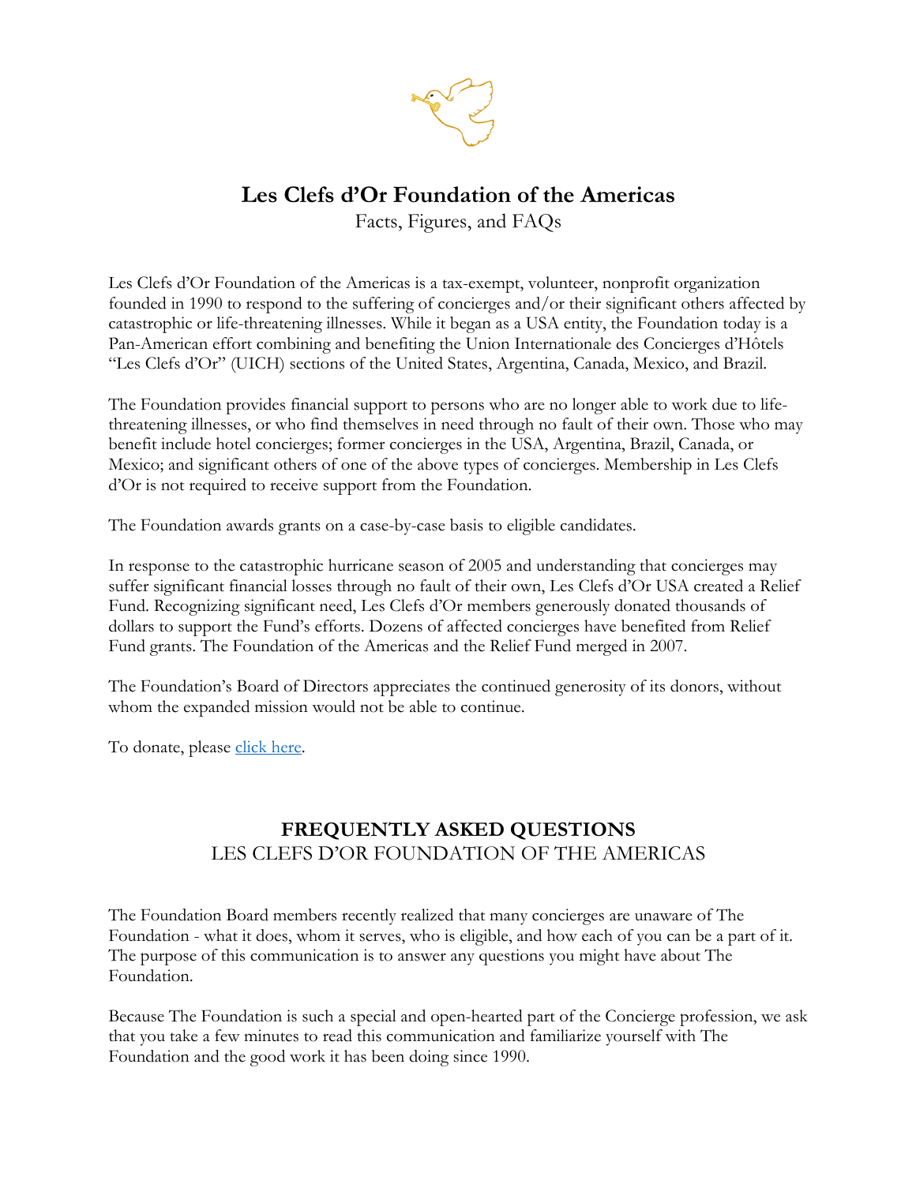# Les Clefs d'Or Foundation of the Americas

Facts, Figures, and FAQs

Les Clefs d'Or Foundation of the Americas is a tax-exempt, volunteer, nonprofit organization founded in 1990 to respond to the suffering of concierges and/or their significant others affected by catastrophic or life-threatening illnesses. While it began as a USA entity, the Foundation today is a Pan-American effort combining and benefiting the Union Internationale des Concierges d'Hôtels "Les Clefs d'Or" (UICH) sections of the United States, Argentina, Canada, Mexico, and Brazil.

The Foundation provides financial support to persons who are no longer able to work due to life-threatening illnesses, or who find themselves in need through no fault of their own. Those who may benefit include hotel concierges; former concierges in the USA, Argentina, Brazil, Canada, or Mexico; and significant others of one of the above types of concierges. Membership in Les Clefs d'Or is not required to receive support from the Foundation.

The Foundation awards grants on a case-by-case basis to eligible candidates.

In response to the catastrophic hurricane season of 2005 and understanding that concierges may suffer significant financial losses through no fault of their own, Les Clefs d'Or USA created a Relief Fund. Recognizing significant need, Les Clefs d'Or members generously donated thousands of dollars to support the Fund's efforts. Dozens of affected concierges have benefited from Relief Fund grants. The Foundation of the Americas and the Relief Fund merged in 2007.

The Foundation's Board of Directors appreciates the continued generosity of its donors, without whom the expanded mission would not be able to continue.

To donate, please click here.

## FREQUENTLY ASKED QUESTIONS

LES CLEFS D'OR FOUNDATION OF THE AMERICAS

The Foundation Board members recently realized that many concierges are unaware of The Foundation - what it does, whom it serves, who is eligible, and how each of you can be a part of it. The purpose of this communication is to answer any questions you might have about The Foundation.

Because The Foundation is such a special and open-hearted part of the Concierge profession, we ask that you take a few minutes to read this communication and familiarize yourself with The Foundation and the good work it has been doing since 1990.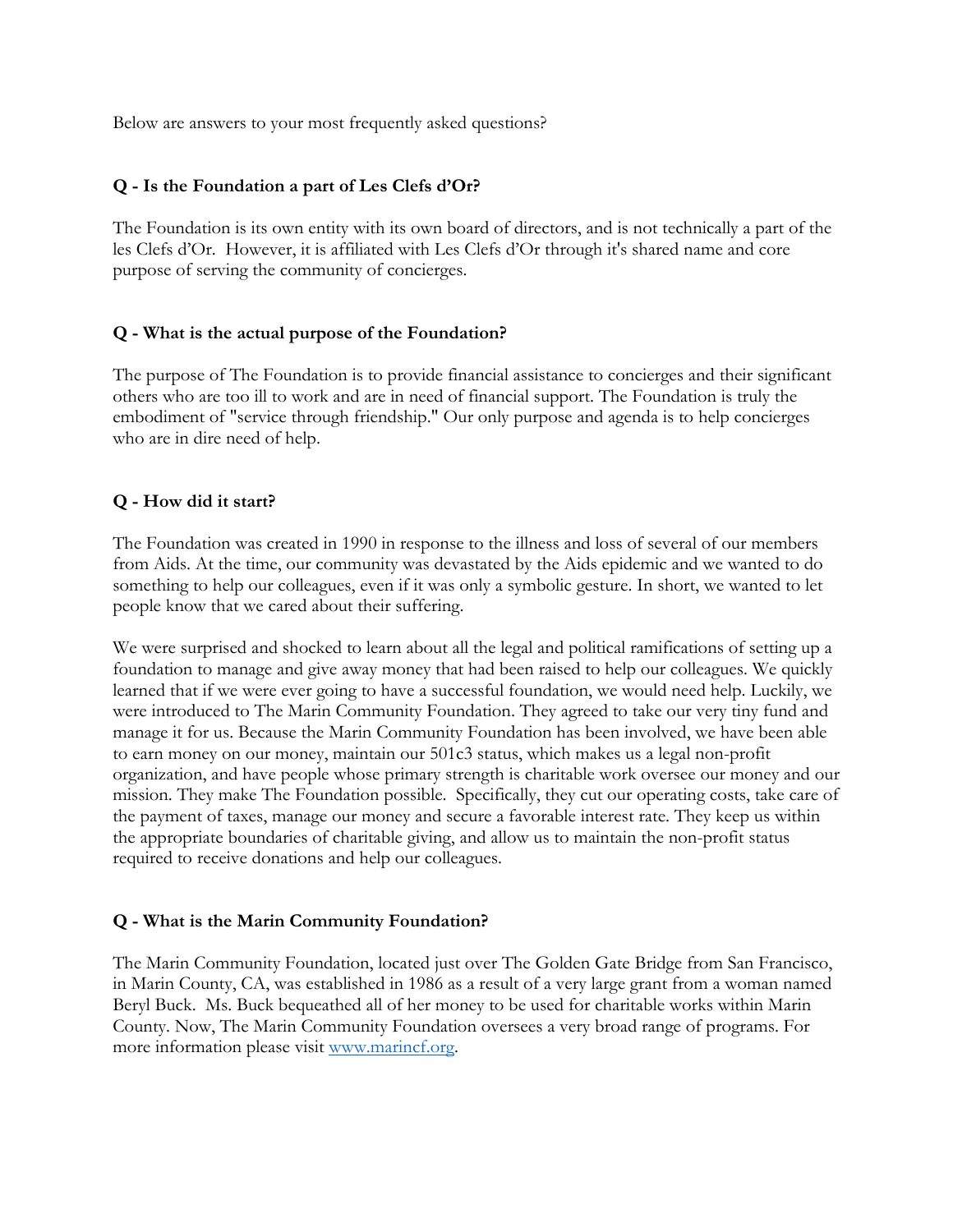Below are answers to your most frequently asked questions?

**Q - Is the Foundation a part of Les Clefs d'Or?**

The Foundation is its own entity with its own board of directors, and is not technically a part of the les Clefs d'Or. However, it is affiliated with Les Clefs d'Or through it's shared name and core purpose of serving the community of concierges.

**Q - What is the actual purpose of the Foundation?**

The purpose of The Foundation is to provide financial assistance to concierges and their significant others who are too ill to work and are in need of financial support. The Foundation is truly the embodiment of "service through friendship." Our only purpose and agenda is to help concierges who are in dire need of help.

**Q - How did it start?**

The Foundation was created in 1990 in response to the illness and loss of several of our members from Aids. At the time, our community was devastated by the Aids epidemic and we wanted to do something to help our colleagues, even if it was only a symbolic gesture. In short, we wanted to let people know that we cared about their suffering.

We were surprised and shocked to learn about all the legal and political ramifications of setting up a foundation to manage and give away money that had been raised to help our colleagues. We quickly learned that if we were ever going to have a successful foundation, we would need help. Luckily, we were introduced to The Marin Community Foundation. They agreed to take our very tiny fund and manage it for us. Because the Marin Community Foundation has been involved, we have been able to earn money on our money, maintain our 501c3 status, which makes us a legal non-profit organization, and have people whose primary strength is charitable work oversee our money and our mission. They make The Foundation possible. Specifically, they cut our operating costs, take care of the payment of taxes, manage our money and secure a favorable interest rate. They keep us within the appropriate boundaries of charitable giving, and allow us to maintain the non-profit status required to receive donations and help our colleagues.

**Q - What is the Marin Community Foundation?**

The Marin Community Foundation, located just over The Golden Gate Bridge from San Francisco, in Marin County, CA, was established in 1986 as a result of a very large grant from a woman named Beryl Buck. Ms. Buck bequeathed all of her money to be used for charitable works within Marin County. Now, The Marin Community Foundation oversees a very broad range of programs. For more information please visit [www.marincf.org](http://www.marincf.org).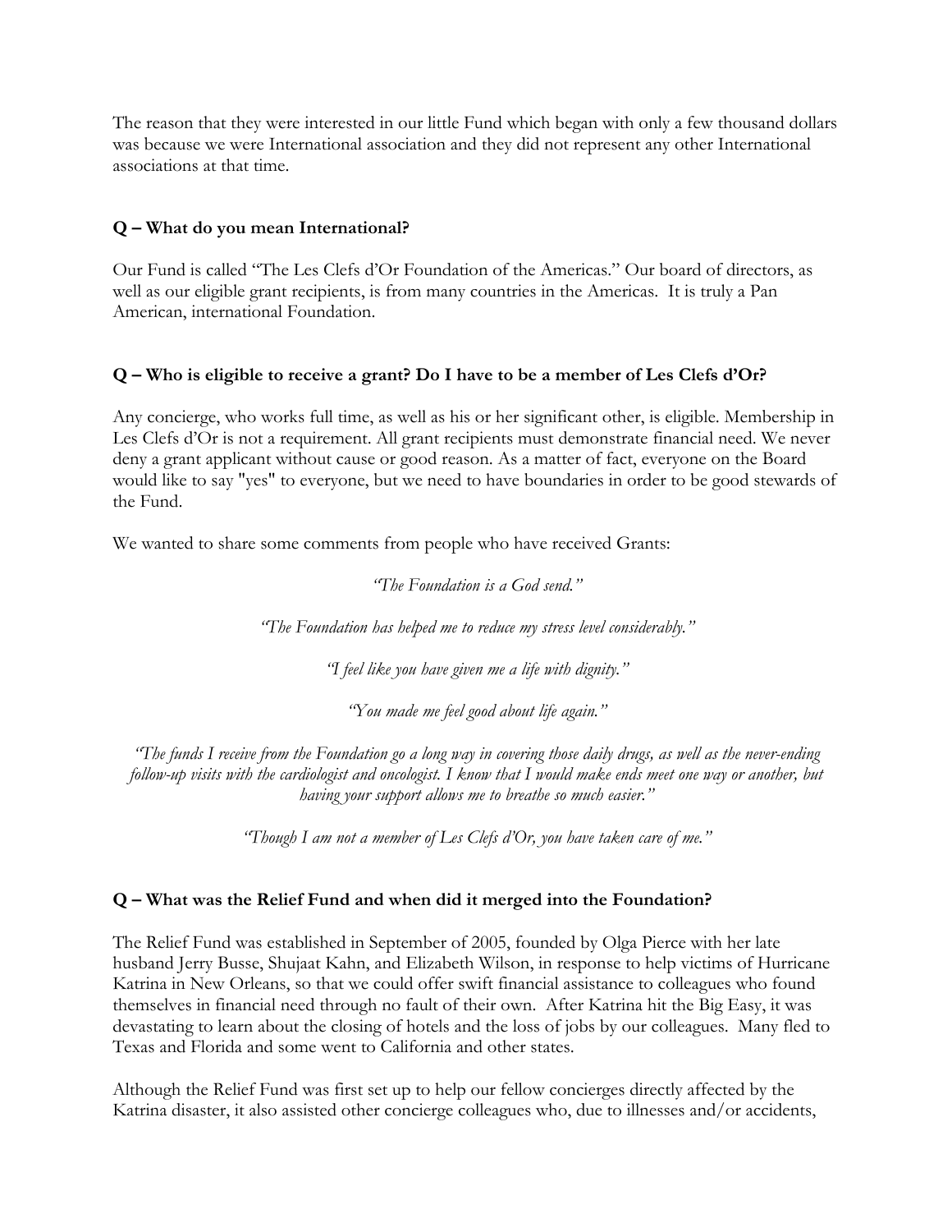The reason that they were interested in our little Fund which began with only a few thousand dollars was because we were International association and they did not represent any other International associations at that time.

**Q – What do you mean International?**

Our Fund is called "The Les Clefs d'Or Foundation of the Americas." Our board of directors, as well as our eligible grant recipients, is from many countries in the Americas. It is truly a Pan American, international Foundation.

**Q – Who is eligible to receive a grant? Do I have to be a member of Les Clefs d'Or?**

Any concierge, who works full time, as well as his or her significant other, is eligible. Membership in Les Clefs d'Or is not a requirement. All grant recipients must demonstrate financial need. We never deny a grant applicant without cause or good reason. As a matter of fact, everyone on the Board would like to say "yes" to everyone, but we need to have boundaries in order to be good stewards of the Fund.

We wanted to share some comments from people who have received Grants:

*"The Foundation is a God send."*

*"The Foundation has helped me to reduce my stress level considerably."*

*"I feel like you have given me a life with dignity."*

*"You made me feel good about life again."*

*"The funds I receive from the Foundation go a long way in covering those daily drugs, as well as the never-ending follow-up visits with the cardiologist and oncologist. I know that I would make ends meet one way or another, but having your support allows me to breathe so much easier."*

*"Though I am not a member of Les Clefs d'Or, you have taken care of me."*

**Q – What was the Relief Fund and when did it merged into the Foundation?**

The Relief Fund was established in September of 2005, founded by Olga Pierce with her late husband Jerry Busse, Shujaat Kahn, and Elizabeth Wilson, in response to help victims of Hurricane Katrina in New Orleans, so that we could offer swift financial assistance to colleagues who found themselves in financial need through no fault of their own. After Katrina hit the Big Easy, it was devastating to learn about the closing of hotels and the loss of jobs by our colleagues. Many fled to Texas and Florida and some went to California and other states.

Although the Relief Fund was first set up to help our fellow concierges directly affected by the Katrina disaster, it also assisted other concierge colleagues who, due to illnesses and/or accidents,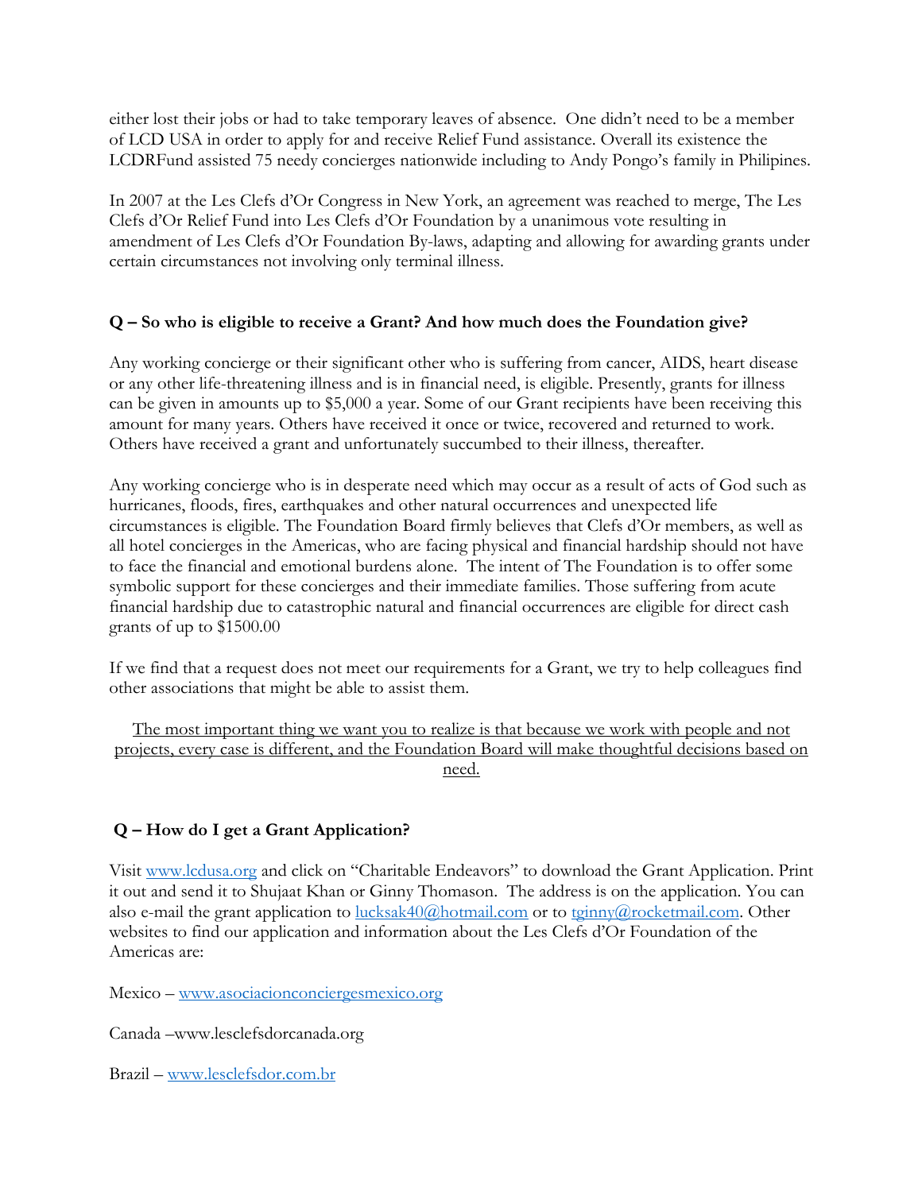either lost their jobs or had to take temporary leaves of absence. One didn't need to be a member of LCD USA in order to apply for and receive Relief Fund assistance. Overall its existence the LCDRFund assisted 75 needy concierges nationwide including to Andy Pongo's family in Philipines.

In 2007 at the Les Clefs d'Or Congress in New York, an agreement was reached to merge, The Les Clefs d'Or Relief Fund into Les Clefs d'Or Foundation by a unanimous vote resulting in amendment of Les Clefs d'Or Foundation By-laws, adapting and allowing for awarding grants under certain circumstances not involving only terminal illness.

**Q – So who is eligible to receive a Grant? And how much does the Foundation give?**

Any working concierge or their significant other who is suffering from cancer, AIDS, heart disease or any other life-threatening illness and is in financial need, is eligible. Presently, grants for illness can be given in amounts up to $5,000 a year. Some of our Grant recipients have been receiving this amount for many years. Others have received it once or twice, recovered and returned to work. Others have received a grant and unfortunately succumbed to their illness, thereafter.

Any working concierge who is in desperate need which may occur as a result of acts of God such as hurricanes, floods, fires, earthquakes and other natural occurrences and unexpected life circumstances is eligible. The Foundation Board firmly believes that Clefs d'Or members, as well as all hotel concierges in the Americas, who are facing physical and financial hardship should not have to face the financial and emotional burdens alone. The intent of The Foundation is to offer some symbolic support for these concierges and their immediate families. Those suffering from acute financial hardship due to catastrophic natural and financial occurrences are eligible for direct cash grants of up to $1500.00

If we find that a request does not meet our requirements for a Grant, we try to help colleagues find other associations that might be able to assist them.

<u>The most important thing we want you to realize is that because we work with people and not projects, every case is different, and the Foundation Board will make thoughtful decisions based on need.</u>

**Q – How do I get a Grant Application?**

Visit [www.lcdusa.org](http://www.lcdusa.org) and click on "Charitable Endeavors" to download the Grant Application. Print it out and send it to Shujaat Khan or Ginny Thomason. The address is on the application. You can also e-mail the grant application to [lucksak40@hotmail.com](mailto:lucksak40@hotmail.com) or to [tginny@rocketmail.com](mailto:tginny@rocketmail.com). Other websites to find our application and information about the Les Clefs d'Or Foundation of the Americas are:

Mexico – [www.asociacionconciergesmexico.org](http://www.asociacionconciergesmexico.org)

Canada –www.lesclefsdorcanada.org

Brazil – [www.lesclefsdor.com.br](http://www.lesclefsdor.com.br)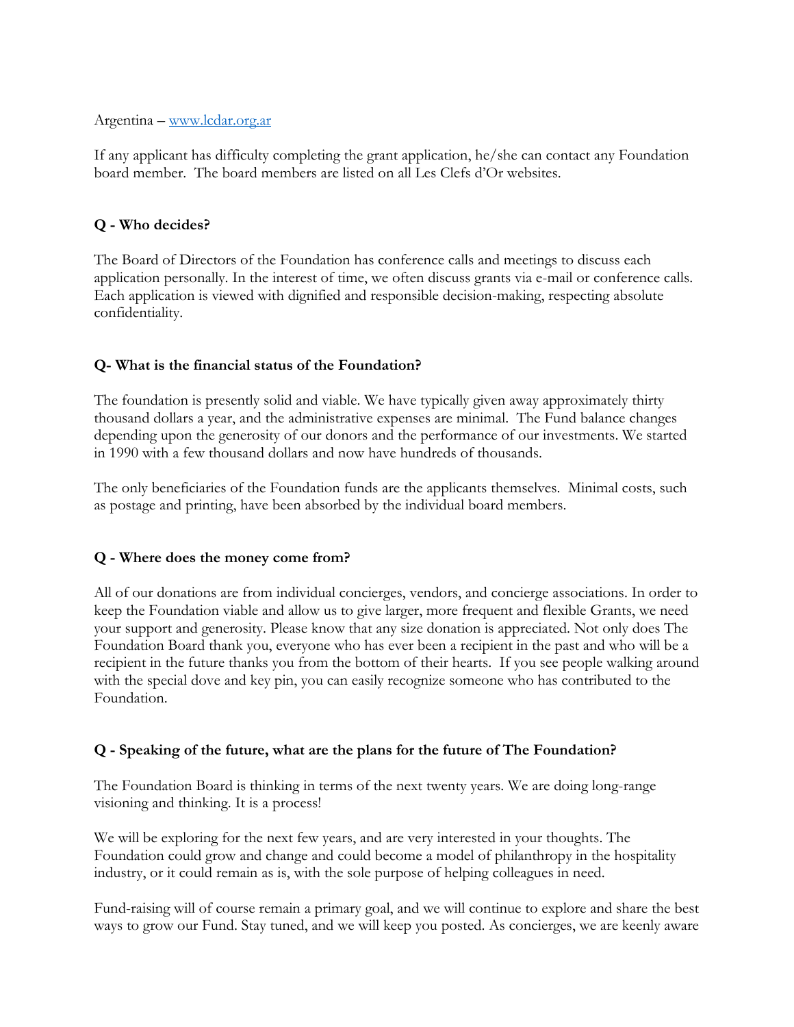Argentina – [www.lcdar.org.ar](http://www.lcdar.org.ar)

If any applicant has difficulty completing the grant application, he/she can contact any Foundation board member. The board members are listed on all Les Clefs d'Or websites.

**Q - Who decides?**

The Board of Directors of the Foundation has conference calls and meetings to discuss each application personally. In the interest of time, we often discuss grants via e-mail or conference calls. Each application is viewed with dignified and responsible decision-making, respecting absolute confidentiality.

**Q- What is the financial status of the Foundation?**

The foundation is presently solid and viable. We have typically given away approximately thirty thousand dollars a year, and the administrative expenses are minimal. The Fund balance changes depending upon the generosity of our donors and the performance of our investments. We started in 1990 with a few thousand dollars and now have hundreds of thousands.

The only beneficiaries of the Foundation funds are the applicants themselves. Minimal costs, such as postage and printing, have been absorbed by the individual board members.

**Q - Where does the money come from?**

All of our donations are from individual concierges, vendors, and concierge associations. In order to keep the Foundation viable and allow us to give larger, more frequent and flexible Grants, we need your support and generosity. Please know that any size donation is appreciated. Not only does The Foundation Board thank you, everyone who has ever been a recipient in the past and who will be a recipient in the future thanks you from the bottom of their hearts. If you see people walking around with the special dove and key pin, you can easily recognize someone who has contributed to the Foundation.

**Q - Speaking of the future, what are the plans for the future of The Foundation?**

The Foundation Board is thinking in terms of the next twenty years. We are doing long-range visioning and thinking. It is a process!

We will be exploring for the next few years, and are very interested in your thoughts. The Foundation could grow and change and could become a model of philanthropy in the hospitality industry, or it could remain as is, with the sole purpose of helping colleagues in need.

Fund-raising will of course remain a primary goal, and we will continue to explore and share the best ways to grow our Fund. Stay tuned, and we will keep you posted. As concierges, we are keenly aware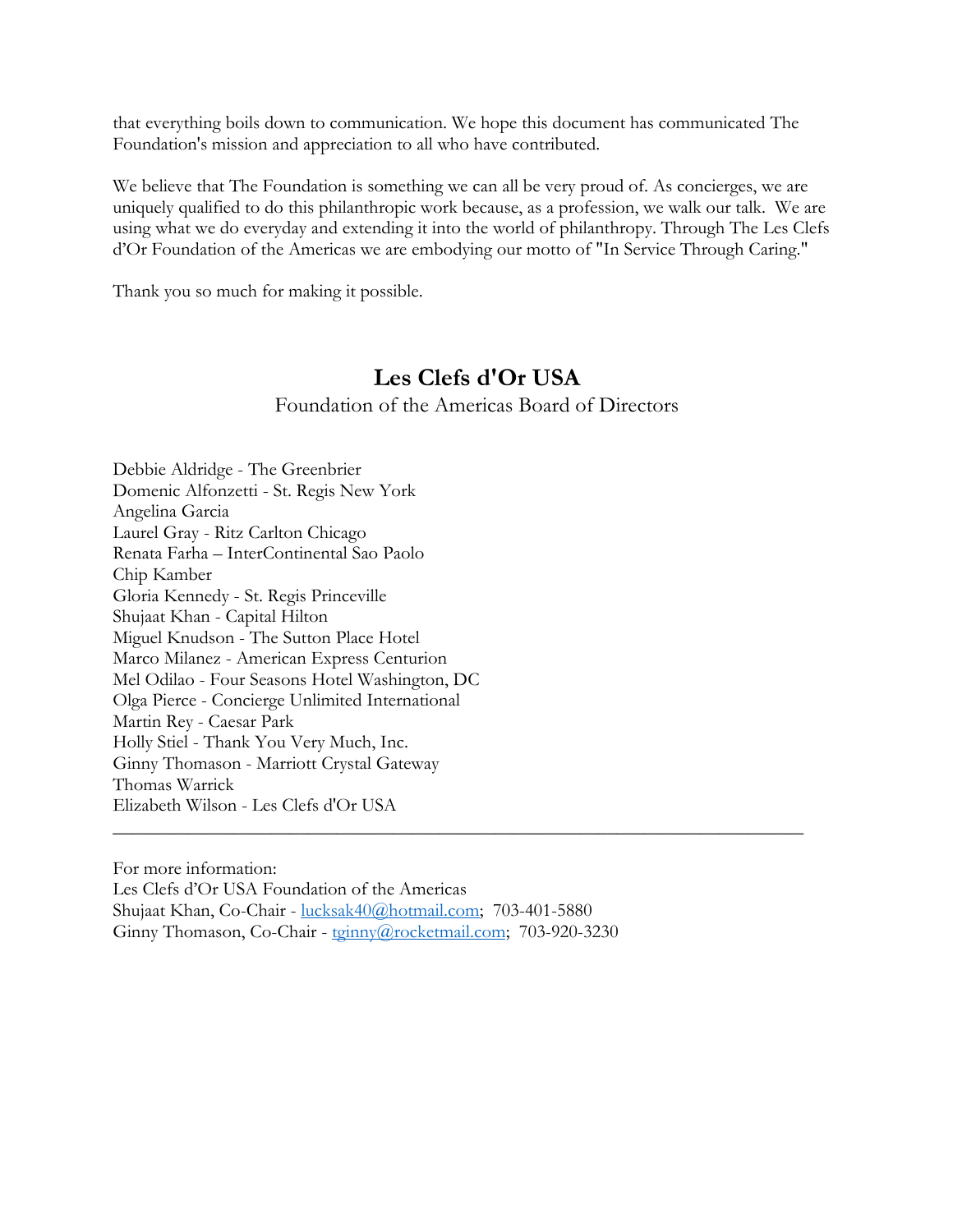that everything boils down to communication. We hope this document has communicated The Foundation's mission and appreciation to all who have contributed.

We believe that The Foundation is something we can all be very proud of. As concierges, we are uniquely qualified to do this philanthropic work because, as a profession, we walk our talk. We are using what we do everyday and extending it into the world of philanthropy. Through The Les Clefs d'Or Foundation of the Americas we are embodying our motto of "In Service Through Caring."

Thank you so much for making it possible.

## Les Clefs d'Or USA

Foundation of the Americas Board of Directors

Debbie Aldridge - The Greenbrier
Domenic Alfonzetti - St. Regis New York
Angelina Garcia
Laurel Gray - Ritz Carlton Chicago
Renata Farha – InterContinental Sao Paolo
Chip Kamber
Gloria Kennedy - St. Regis Princeville
Shujaat Khan - Capital Hilton
Miguel Knudson - The Sutton Place Hotel
Marco Milanez - American Express Centurion
Mel Odilao - Four Seasons Hotel Washington, DC
Olga Pierce - Concierge Unlimited International
Martin Rey - Caesar Park
Holly Stiel - Thank You Very Much, Inc.
Ginny Thomason - Marriott Crystal Gateway
Thomas Warrick
Elizabeth Wilson - Les Clefs d'Or USA

---

For more information:
Les Clefs d'Or USA Foundation of the Americas
Shujaat Khan, Co-Chair - lucksak40@hotmail.com; 703-401-5880
Ginny Thomason, Co-Chair - tginny@rocketmail.com; 703-920-3230